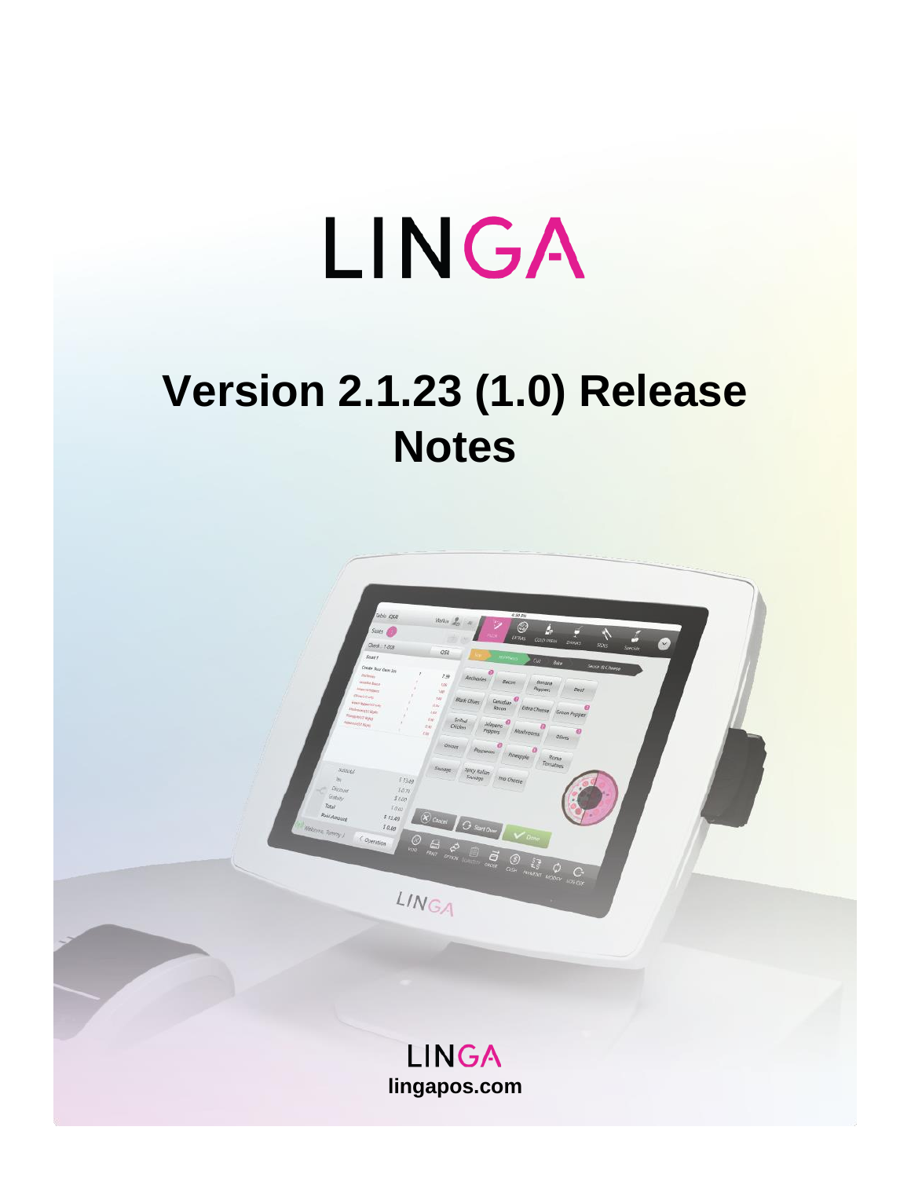# LINGA

# Version 2.1.23 (1.0) Release Notes

LINGA
lingapos.com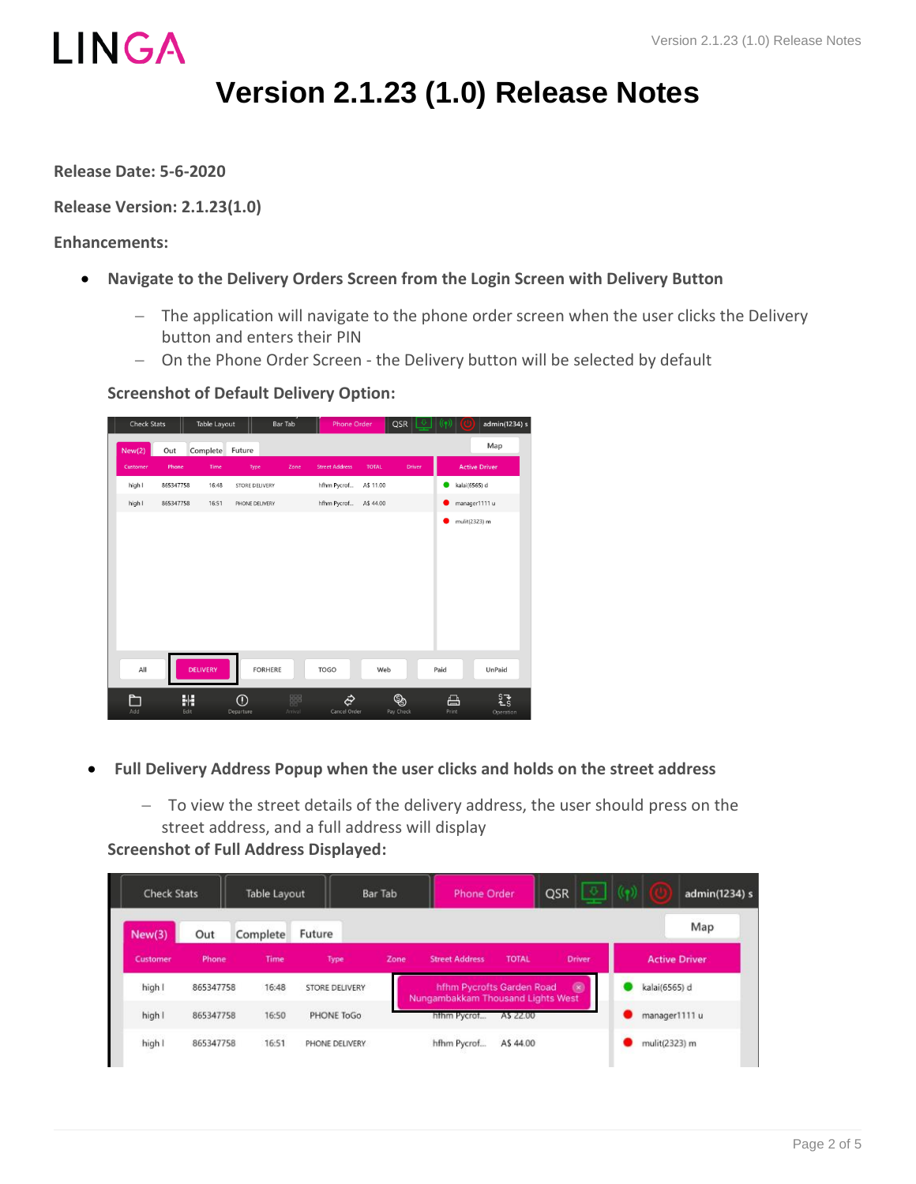# Version 2.1.23 (1.0) Release Notes

**Release Date: 5-6-2020**

**Release Version: 2.1.23(1.0)**

**Enhancements:**

- **Navigate to the Delivery Orders Screen from the Login Screen with Delivery Button**
  - The application will navigate to the phone order screen when the user clicks the Delivery button and enters their PIN
  - On the Phone Order Screen - the Delivery button will be selected by default

  **Screenshot of Default Delivery Option:**

- **Full Delivery Address Popup when the user clicks and holds on the street address**
  - To view the street details of the delivery address, the user should press on the street address, and a full address will display

  **Screenshot of Full Address Displayed:**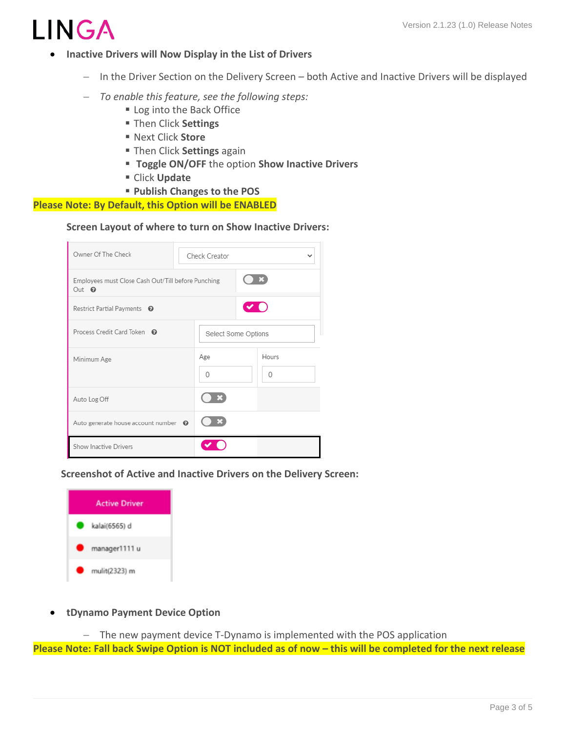- **Inactive Drivers will Now Display in the List of Drivers**
  - In the Driver Section on the Delivery Screen – both Active and Inactive Drivers will be displayed
  - *To enable this feature, see the following steps:*
    - Log into the Back Office
    - Then Click **Settings**
    - Next Click **Store**
    - Then Click **Settings** again
    - **Toggle ON/OFF** the option **Show Inactive Drivers**
    - Click **Update**
    - **Publish Changes to the POS**

**Please Note: By Default, this Option will be ENABLED**

**Screen Layout of where to turn on Show Inactive Drivers:**

**Screenshot of Active and Inactive Drivers on the Delivery Screen:**

- **tDynamo Payment Device Option**
  - The new payment device T-Dynamo is implemented with the POS application

**Please Note: Fall back Swipe Option is NOT included as of now – this will be completed for the next release**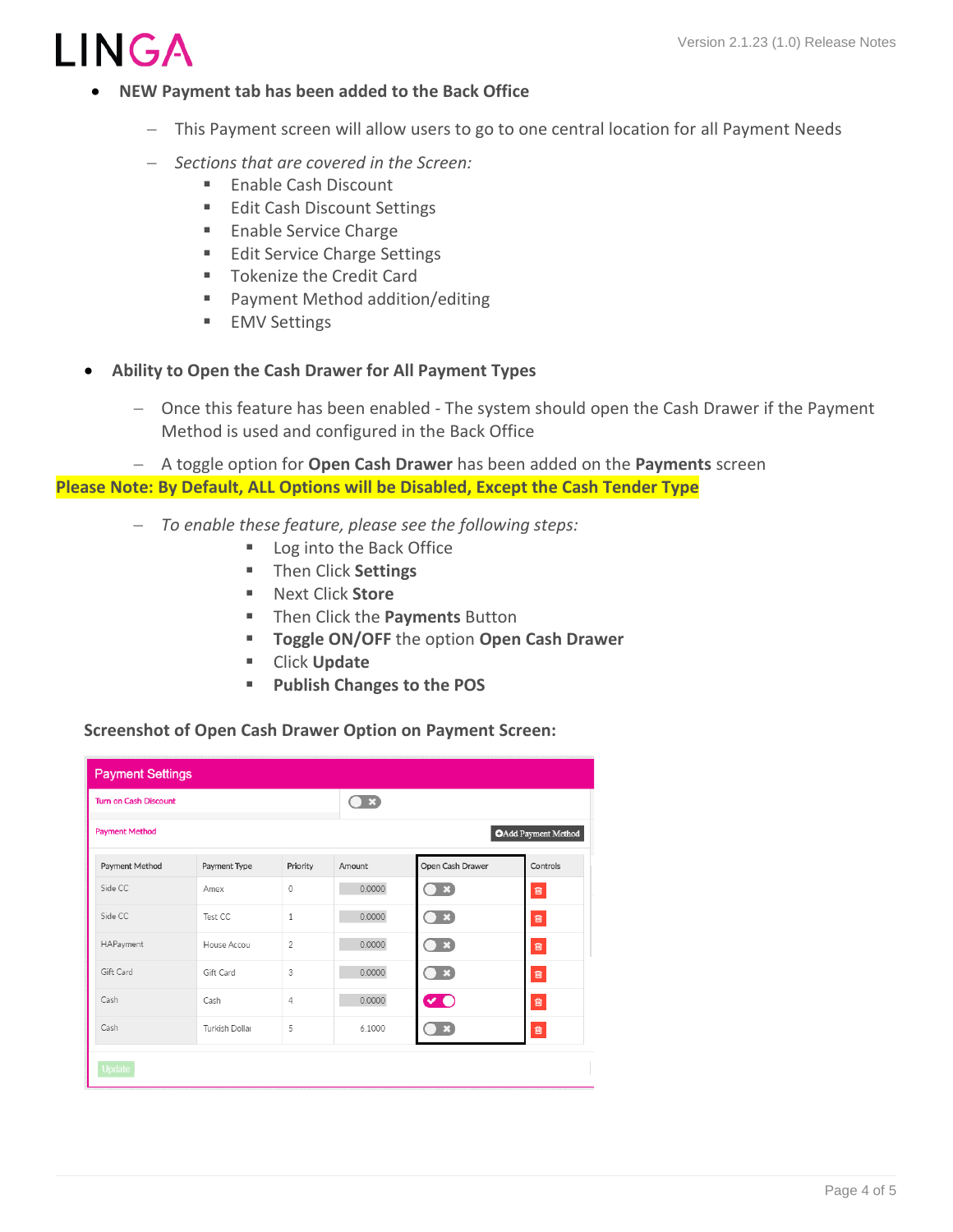- **NEW Payment tab has been added to the Back Office**
  - This Payment screen will allow users to go to one central location for all Payment Needs
  - *Sections that are covered in the Screen:*
    - Enable Cash Discount
    - Edit Cash Discount Settings
    - Enable Service Charge
    - Edit Service Charge Settings
    - Tokenize the Credit Card
    - Payment Method addition/editing
    - EMV Settings

- **Ability to Open the Cash Drawer for All Payment Types**
  - Once this feature has been enabled - The system should open the Cash Drawer if the Payment Method is used and configured in the Back Office
  - A toggle option for **Open Cash Drawer** has been added on the **Payments** screen

**Please Note: By Default, ALL Options will be Disabled, Except the Cash Tender Type**

  - *To enable these feature, please see the following steps:*
    - Log into the Back Office
    - Then Click **Settings**
    - Next Click **Store**
    - Then Click the **Payments** Button
    - **Toggle ON/OFF** the option **Open Cash Drawer**
    - Click **Update**
    - **Publish Changes to the POS**

**Screenshot of Open Cash Drawer Option on Payment Screen:**

Payment Settings

Turn on Cash Discount

Payment Method — Add Payment Method

| Payment Method | Payment Type | Priority | Amount | Open Cash Drawer | Controls |
|---|---|---|---|---|---|
| Side CC | Amex | 0 | 0.0000 | Off | |
| Side CC | Test CC | 1 | 0.0000 | Off | |
| HAPayment | House Accou | 2 | 0.0000 | Off | |
| Gift Card | Gift Card | 3 | 0.0000 | Off | |
| Cash | Cash | 4 | 0.0000 | On | |
| Cash | Turkish Dollar | 5 | 6.1000 | Off | |

Update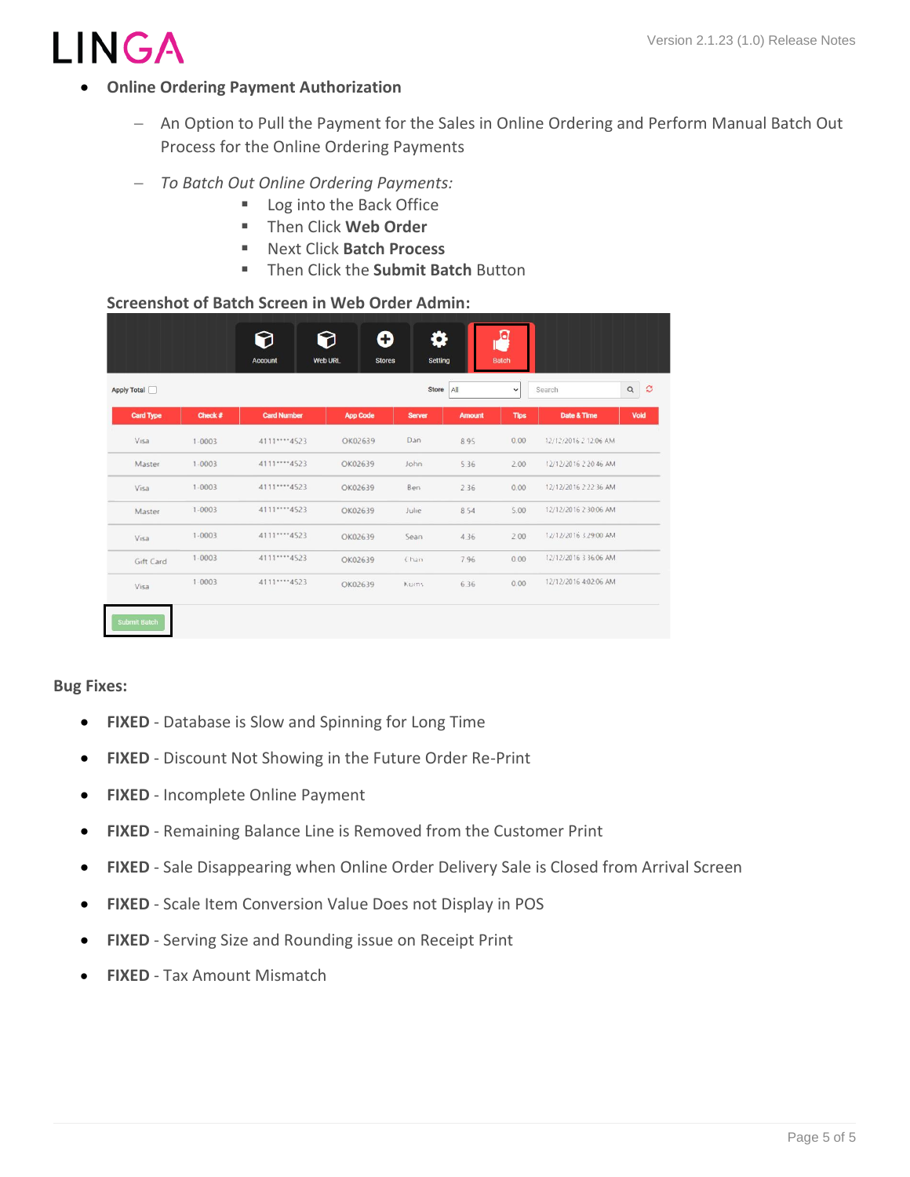- **Online Ordering Payment Authorization**
  - An Option to Pull the Payment for the Sales in Online Ordering and Perform Manual Batch Out Process for the Online Ordering Payments
  - *To Batch Out Online Ordering Payments:*
    - Log into the Back Office
    - Then Click **Web Order**
    - Next Click **Batch Process**
    - Then Click the **Submit Batch** Button

**Screenshot of Batch Screen in Web Order Admin:**

Account | Web URL | Stores | Setting | Batch

Apply Total | Store: All | Search

| Card Type | Check # | Card Number | App Code | Server | Amount | Tips | Date & Time | Void |
|---|---|---|---|---|---|---|---|---|
| Visa | 1-0003 | 4111****4523 | OK02639 | Dan | 8.95 | 0.00 | 12/12/2016 2:12:06 AM | |
| Master | 1-0003 | 4111****4523 | OK02639 | John | 5.36 | 2.00 | 12/12/2016 2:20:46 AM | |
| Visa | 1-0003 | 4111****4523 | OK02639 | Ben | 2.36 | 0.00 | 12/12/2016 2:22:36 AM | |
| Master | 1-0003 | 4111****4523 | OK02639 | Julie | 8.54 | 5.00 | 12/12/2016 2:30:06 AM | |
| Visa | 1-0003 | 4111****4523 | OK02639 | Sean | 4.36 | 2.00 | 12/12/2016 3:29:00 AM | |
| Gift Card | 1-0003 | 4111****4523 | OK02639 | Chun | 7.96 | 0.00 | 12/12/2016 3:36:06 AM | |
| Visa | 1-0003 | 4111****4523 | OK02639 | Kuins | 6.36 | 0.00 | 12/12/2016 4:02:06 AM | |

Submit Batch

**Bug Fixes:**

- **FIXED** - Database is Slow and Spinning for Long Time
- **FIXED** - Discount Not Showing in the Future Order Re-Print
- **FIXED** - Incomplete Online Payment
- **FIXED** - Remaining Balance Line is Removed from the Customer Print
- **FIXED** - Sale Disappearing when Online Order Delivery Sale is Closed from Arrival Screen
- **FIXED** - Scale Item Conversion Value Does not Display in POS
- **FIXED** - Serving Size and Rounding issue on Receipt Print
- **FIXED** - Tax Amount Mismatch